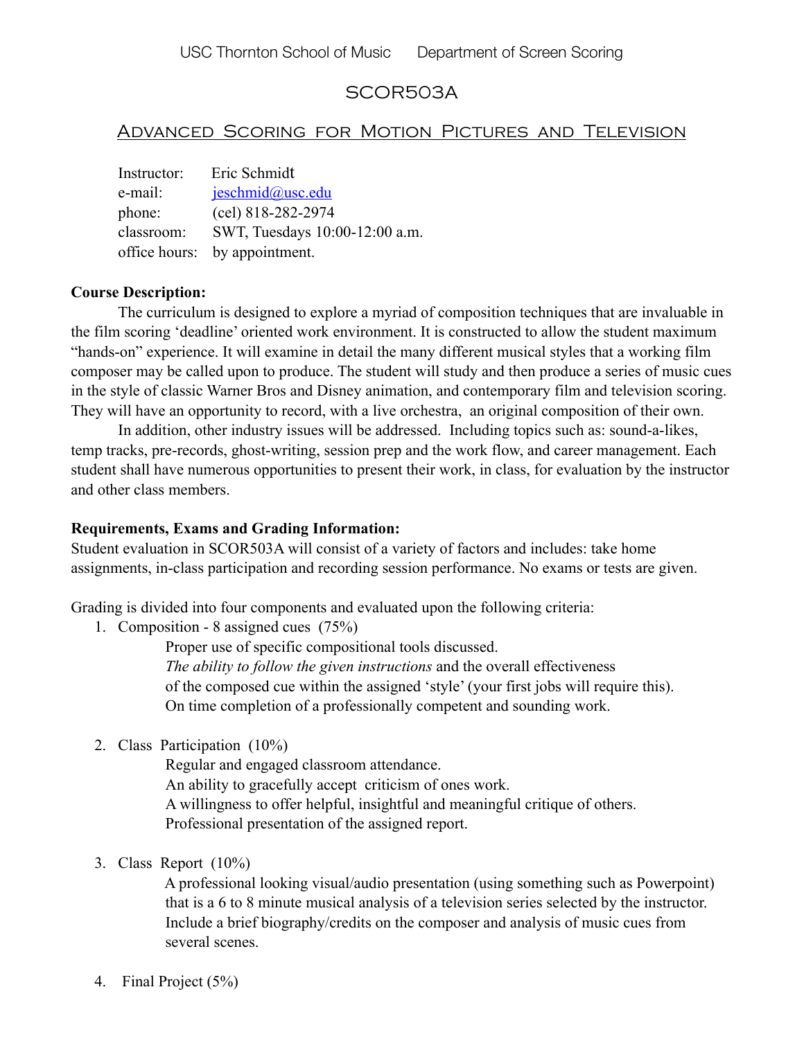USC Thornton School of Music     Department of Screen Scoring

# SCOR503A

## Advanced Scoring for Motion Pictures and Television

Instructor: Eric Schmidt
e-mail: jeschmid@usc.edu
phone: (cel) 818-282-2974
classroom: SWT, Tuesdays 10:00-12:00 a.m.
office hours: by appointment.

**Course Description:**

The curriculum is designed to explore a myriad of composition techniques that are invaluable in the film scoring 'deadline' oriented work environment. It is constructed to allow the student maximum "hands-on" experience. It will examine in detail the many different musical styles that a working film composer may be called upon to produce. The student will study and then produce a series of music cues in the style of classic Warner Bros and Disney animation, and contemporary film and television scoring. They will have an opportunity to record, with a live orchestra, an original composition of their own.

In addition, other industry issues will be addressed. Including topics such as: sound-a-likes, temp tracks, pre-records, ghost-writing, session prep and the work flow, and career management. Each student shall have numerous opportunities to present their work, in class, for evaluation by the instructor and other class members.

**Requirements, Exams and Grading Information:**

Student evaluation in SCOR503A will consist of a variety of factors and includes: take home assignments, in-class participation and recording session performance. No exams or tests are given.

Grading is divided into four components and evaluated upon the following criteria:

1. Composition - 8 assigned cues (75%)
   Proper use of specific compositional tools discussed.
   *The ability to follow the given instructions* and the overall effectiveness of the composed cue within the assigned 'style' (your first jobs will require this).
   On time completion of a professionally competent and sounding work.

2. Class Participation (10%)
   Regular and engaged classroom attendance.
   An ability to gracefully accept criticism of ones work.
   A willingness to offer helpful, insightful and meaningful critique of others.
   Professional presentation of the assigned report.

3. Class Report (10%)
   A professional looking visual/audio presentation (using something such as Powerpoint) that is a 6 to 8 minute musical analysis of a television series selected by the instructor. Include a brief biography/credits on the composer and analysis of music cues from several scenes.

4. Final Project (5%)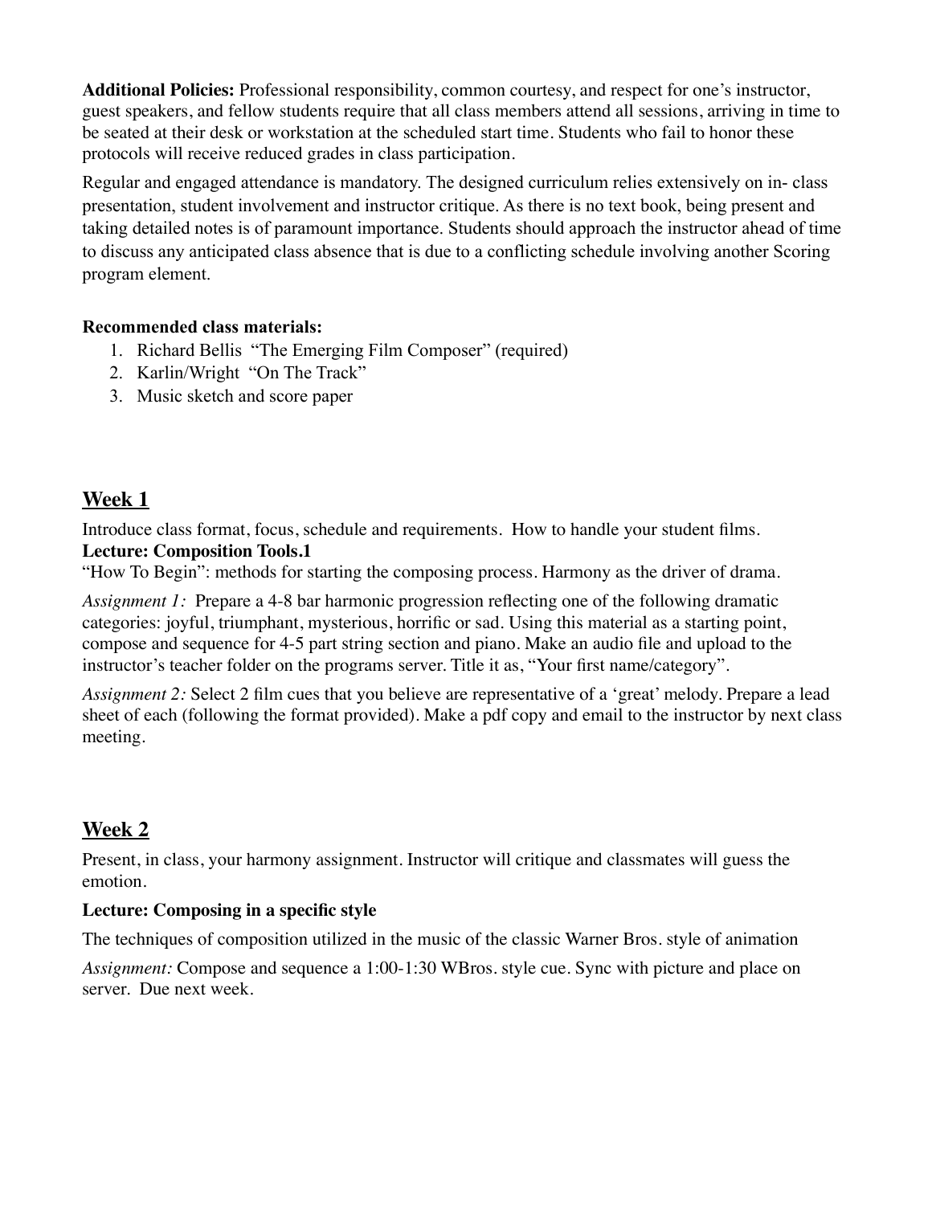**Additional Policies:** Professional responsibility, common courtesy, and respect for one's instructor, guest speakers, and fellow students require that all class members attend all sessions, arriving in time to be seated at their desk or workstation at the scheduled start time. Students who fail to honor these protocols will receive reduced grades in class participation.

Regular and engaged attendance is mandatory. The designed curriculum relies extensively on in- class presentation, student involvement and instructor critique. As there is no text book, being present and taking detailed notes is of paramount importance. Students should approach the instructor ahead of time to discuss any anticipated class absence that is due to a conflicting schedule involving another Scoring program element.

**Recommended class materials:**

1. Richard Bellis "The Emerging Film Composer" (required)
2. Karlin/Wright "On The Track"
3. Music sketch and score paper

## <u>Week 1</u>

Introduce class format, focus, schedule and requirements. How to handle your student films.

**Lecture: Composition Tools.1**

"How To Begin": methods for starting the composing process. Harmony as the driver of drama.

*Assignment 1:* Prepare a 4-8 bar harmonic progression reflecting one of the following dramatic categories: joyful, triumphant, mysterious, horrific or sad. Using this material as a starting point, compose and sequence for 4-5 part string section and piano. Make an audio file and upload to the instructor's teacher folder on the programs server. Title it as, "Your first name/category".

*Assignment 2:* Select 2 film cues that you believe are representative of a 'great' melody. Prepare a lead sheet of each (following the format provided). Make a pdf copy and email to the instructor by next class meeting.

## <u>Week 2</u>

Present, in class, your harmony assignment. Instructor will critique and classmates will guess the emotion.

**Lecture: Composing in a specific style**

The techniques of composition utilized in the music of the classic Warner Bros. style of animation

*Assignment:* Compose and sequence a 1:00-1:30 WBros. style cue. Sync with picture and place on server. Due next week.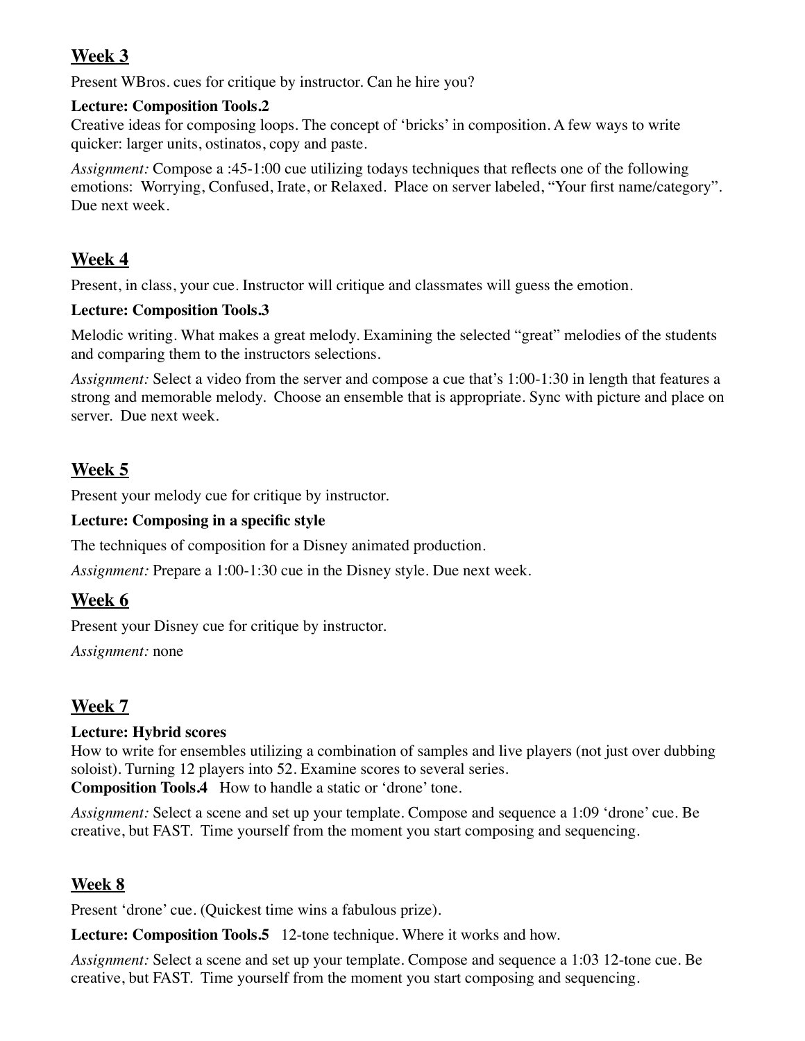## Week 3

Present WBros. cues for critique by instructor. Can he hire you?

**Lecture: Composition Tools.2**

Creative ideas for composing loops. The concept of 'bricks' in composition. A few ways to write quicker: larger units, ostinatos, copy and paste.

*Assignment:* Compose a :45-1:00 cue utilizing todays techniques that reflects one of the following emotions: Worrying, Confused, Irate, or Relaxed. Place on server labeled, "Your first name/category". Due next week.

## Week 4

Present, in class, your cue. Instructor will critique and classmates will guess the emotion.

**Lecture: Composition Tools.3**

Melodic writing. What makes a great melody. Examining the selected "great" melodies of the students and comparing them to the instructors selections.

*Assignment:* Select a video from the server and compose a cue that's 1:00-1:30 in length that features a strong and memorable melody. Choose an ensemble that is appropriate. Sync with picture and place on server. Due next week.

## Week 5

Present your melody cue for critique by instructor.

**Lecture: Composing in a specific style**

The techniques of composition for a Disney animated production.

*Assignment:* Prepare a 1:00-1:30 cue in the Disney style. Due next week.

## Week 6

Present your Disney cue for critique by instructor.

*Assignment:* none

## Week 7

**Lecture: Hybrid scores**

How to write for ensembles utilizing a combination of samples and live players (not just over dubbing soloist). Turning 12 players into 52. Examine scores to several series.

**Composition Tools.4** How to handle a static or 'drone' tone.

*Assignment:* Select a scene and set up your template. Compose and sequence a 1:09 'drone' cue. Be creative, but FAST. Time yourself from the moment you start composing and sequencing.

## Week 8

Present 'drone' cue. (Quickest time wins a fabulous prize).

**Lecture: Composition Tools.5** 12-tone technique. Where it works and how.

*Assignment:* Select a scene and set up your template. Compose and sequence a 1:03 12-tone cue. Be creative, but FAST. Time yourself from the moment you start composing and sequencing.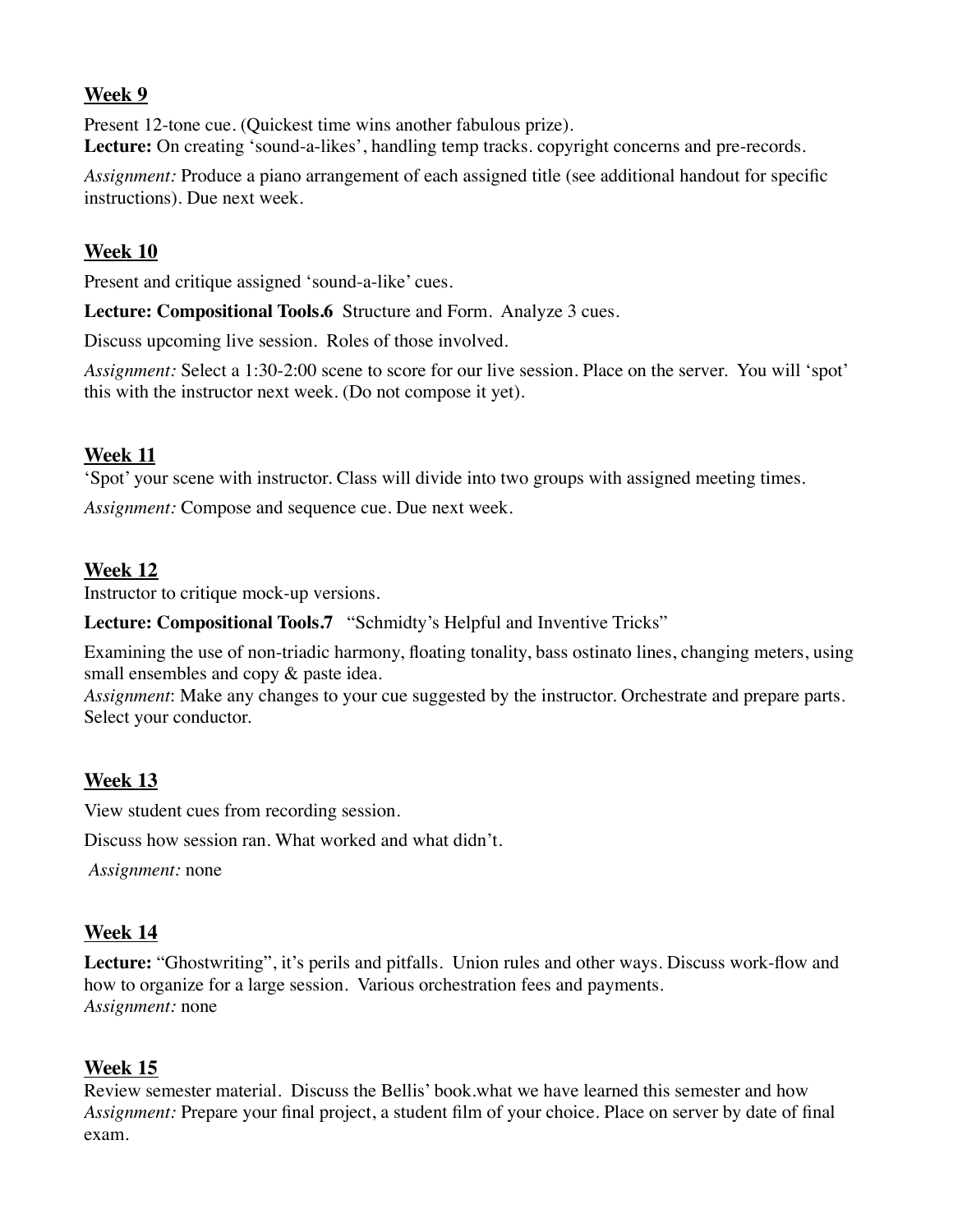## **Week 9**

Present 12-tone cue. (Quickest time wins another fabulous prize).
**Lecture:** On creating 'sound-a-likes', handling temp tracks. copyright concerns and pre-records.

*Assignment:* Produce a piano arrangement of each assigned title (see additional handout for specific instructions). Due next week.

## **Week 10**

Present and critique assigned 'sound-a-like' cues.

**Lecture: Compositional Tools.6** Structure and Form. Analyze 3 cues.

Discuss upcoming live session. Roles of those involved.

*Assignment:* Select a 1:30-2:00 scene to score for our live session. Place on the server. You will 'spot' this with the instructor next week. (Do not compose it yet).

## **Week 11**

'Spot' your scene with instructor. Class will divide into two groups with assigned meeting times.

*Assignment:* Compose and sequence cue. Due next week.

## **Week 12**

Instructor to critique mock-up versions.

**Lecture: Compositional Tools.7** "Schmidty's Helpful and Inventive Tricks"

Examining the use of non-triadic harmony, floating tonality, bass ostinato lines, changing meters, using small ensembles and copy & paste idea.
*Assignment*: Make any changes to your cue suggested by the instructor. Orchestrate and prepare parts. Select your conductor.

## **Week 13**

View student cues from recording session.

Discuss how session ran. What worked and what didn't.

*Assignment:* none

## **Week 14**

**Lecture:** "Ghostwriting", it's perils and pitfalls. Union rules and other ways. Discuss work-flow and how to organize for a large session. Various orchestration fees and payments.
*Assignment:* none

## **Week 15**

Review semester material. Discuss the Bellis' book.what we have learned this semester and how
*Assignment:* Prepare your final project, a student film of your choice. Place on server by date of final exam.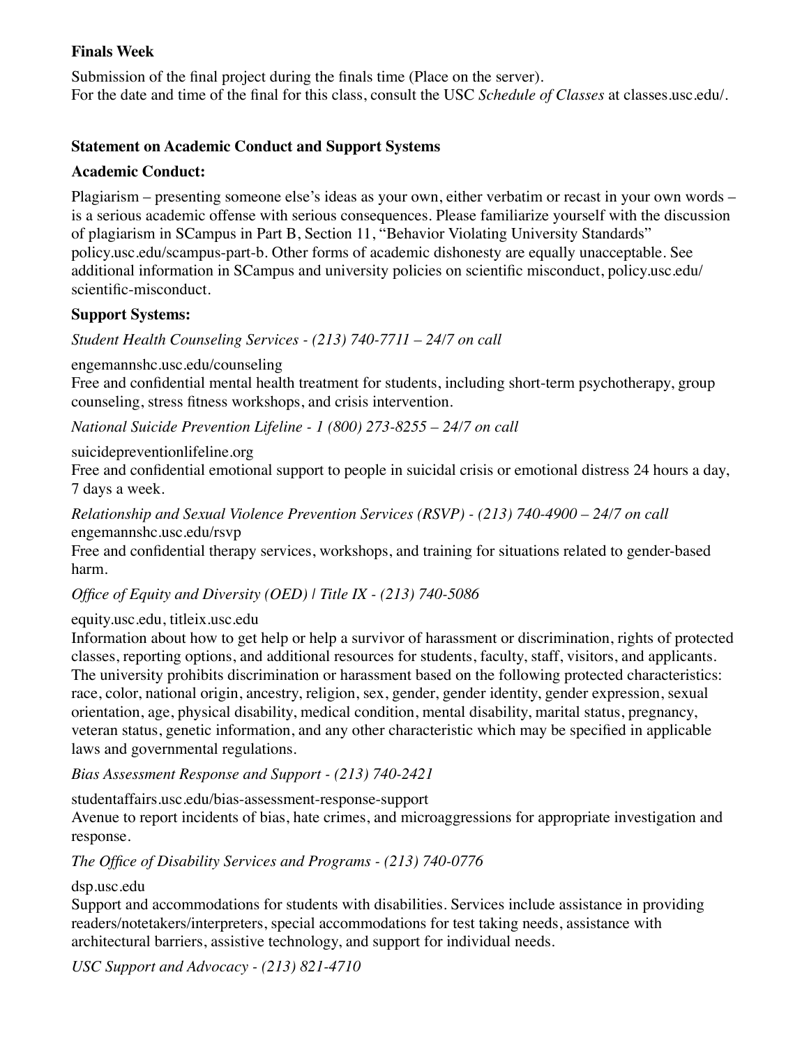**Finals Week**

Submission of the final project during the finals time (Place on the server).
For the date and time of the final for this class, consult the USC *Schedule of Classes* at classes.usc.edu/.

**Statement on Academic Conduct and Support Systems**

**Academic Conduct:**

Plagiarism – presenting someone else's ideas as your own, either verbatim or recast in your own words – is a serious academic offense with serious consequences. Please familiarize yourself with the discussion of plagiarism in SCampus in Part B, Section 11, "Behavior Violating University Standards" policy.usc.edu/scampus-part-b. Other forms of academic dishonesty are equally unacceptable. See additional information in SCampus and university policies on scientific misconduct, policy.usc.edu/scientific-misconduct.

**Support Systems:**

*Student Health Counseling Services - (213) 740-7711 – 24/7 on call*

engemannshc.usc.edu/counseling
Free and confidential mental health treatment for students, including short-term psychotherapy, group counseling, stress fitness workshops, and crisis intervention.

*National Suicide Prevention Lifeline - 1 (800) 273-8255 – 24/7 on call*

suicidepreventionlifeline.org
Free and confidential emotional support to people in suicidal crisis or emotional distress 24 hours a day, 7 days a week.

*Relationship and Sexual Violence Prevention Services (RSVP) - (213) 740-4900 – 24/7 on call*
engemannshc.usc.edu/rsvp
Free and confidential therapy services, workshops, and training for situations related to gender-based harm.

*Office of Equity and Diversity (OED) | Title IX - (213) 740-5086*

equity.usc.edu, titleix.usc.edu
Information about how to get help or help a survivor of harassment or discrimination, rights of protected classes, reporting options, and additional resources for students, faculty, staff, visitors, and applicants. The university prohibits discrimination or harassment based on the following protected characteristics: race, color, national origin, ancestry, religion, sex, gender, gender identity, gender expression, sexual orientation, age, physical disability, medical condition, mental disability, marital status, pregnancy, veteran status, genetic information, and any other characteristic which may be specified in applicable laws and governmental regulations.

*Bias Assessment Response and Support - (213) 740-2421*

studentaffairs.usc.edu/bias-assessment-response-support
Avenue to report incidents of bias, hate crimes, and microaggressions for appropriate investigation and response.

*The Office of Disability Services and Programs - (213) 740-0776*

dsp.usc.edu
Support and accommodations for students with disabilities. Services include assistance in providing readers/notetakers/interpreters, special accommodations for test taking needs, assistance with architectural barriers, assistive technology, and support for individual needs.

*USC Support and Advocacy - (213) 821-4710*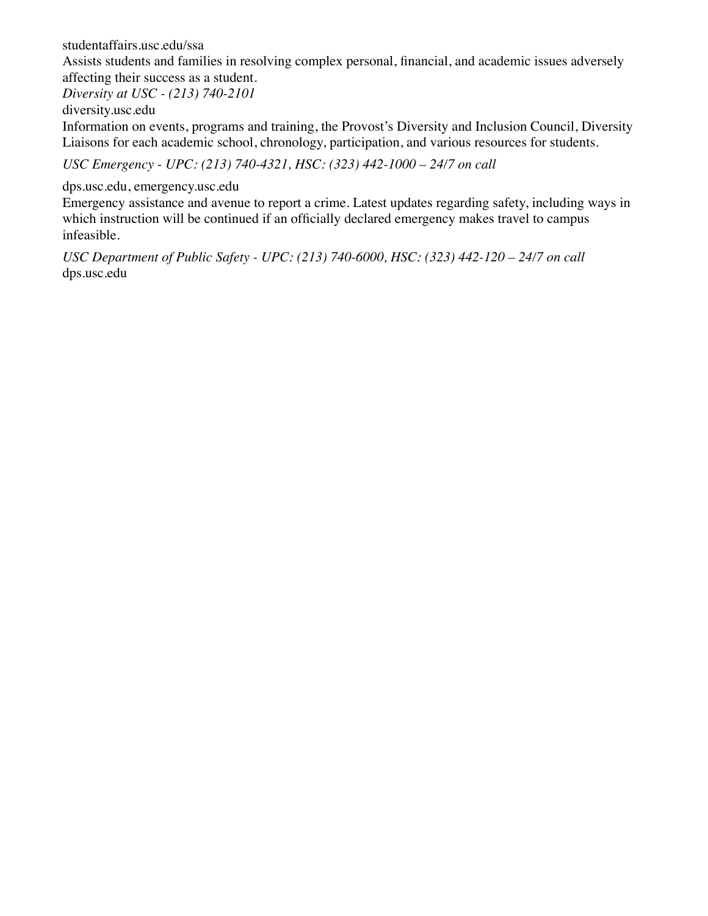studentaffairs.usc.edu/ssa

Assists students and families in resolving complex personal, financial, and academic issues adversely affecting their success as a student.

*Diversity at USC - (213) 740-2101*

diversity.usc.edu

Information on events, programs and training, the Provost's Diversity and Inclusion Council, Diversity Liaisons for each academic school, chronology, participation, and various resources for students.

*USC Emergency - UPC: (213) 740-4321, HSC: (323) 442-1000 – 24/7 on call*

dps.usc.edu, emergency.usc.edu

Emergency assistance and avenue to report a crime. Latest updates regarding safety, including ways in which instruction will be continued if an officially declared emergency makes travel to campus infeasible.

*USC Department of Public Safety - UPC: (213) 740-6000, HSC: (323) 442-120 – 24/7 on call*

dps.usc.edu